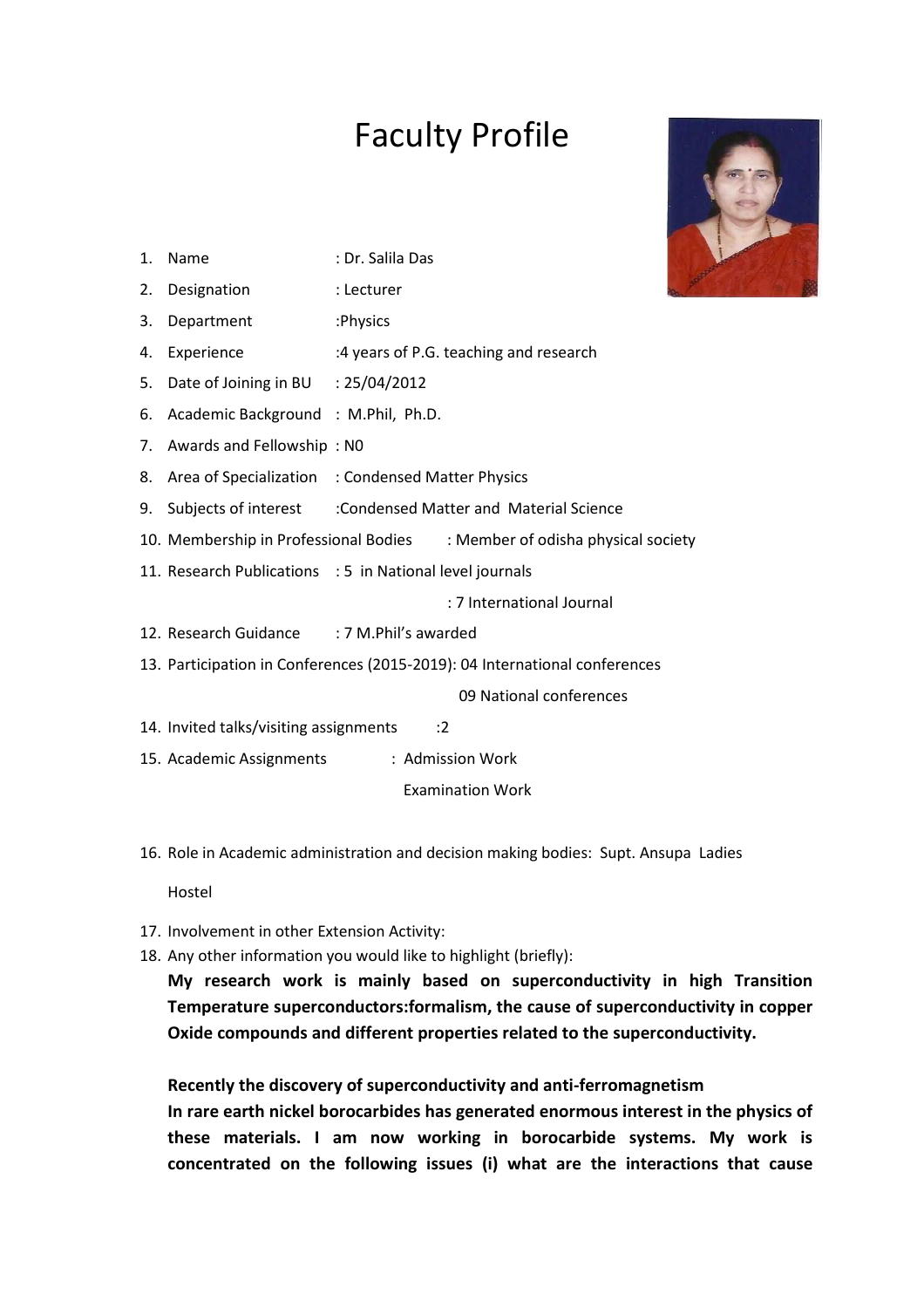# Faculty Profile

1. Name : Dr. Salila Das
2. Designation : Lecturer
3. Department :Physics
4. Experience :4 years of P.G. teaching and research
5. Date of Joining in BU : 25/04/2012
6. Academic Background : M.Phil, Ph.D.
7. Awards and Fellowship : N0
8. Area of Specialization : Condensed Matter Physics
9. Subjects of interest :Condensed Matter and Material Science
10. Membership in Professional Bodies : Member of odisha physical society
11. Research Publications : 5 in National level journals

    : 7 International Journal
12. Research Guidance : 7 M.Phil's awarded
13. Participation in Conferences (2015-2019): 04 International conferences

    09 National conferences
14. Invited talks/visiting assignments :2
15. Academic Assignments : Admission Work

    Examination Work
16. Role in Academic administration and decision making bodies: Supt. Ansupa Ladies Hostel
17. Involvement in other Extension Activity:
18. Any other information you would like to highlight (briefly):

    **My research work is mainly based on superconductivity in high Transition Temperature superconductors:formalism, the cause of superconductivity in copper Oxide compounds and different properties related to the superconductivity.**

    **Recently the discovery of superconductivity and anti-ferromagnetism In rare earth nickel borocarbides has generated enormous interest in the physics of these materials. I am now working in borocarbide systems. My work is concentrated on the following issues (i) what are the interactions that cause**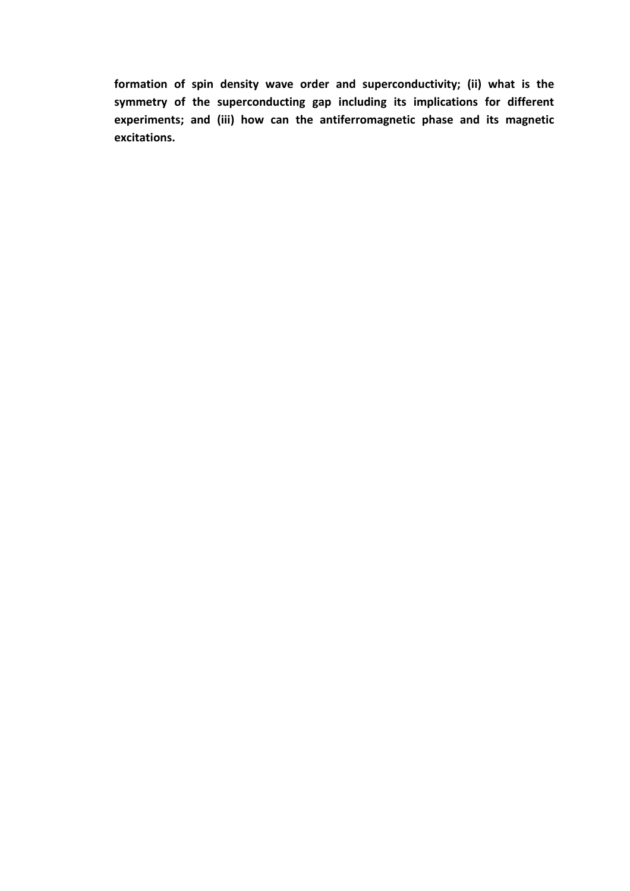**formation of spin density wave order and superconductivity; (ii) what is the symmetry of the superconducting gap including its implications for different experiments; and (iii) how can the antiferromagnetic phase and its magnetic excitations.**